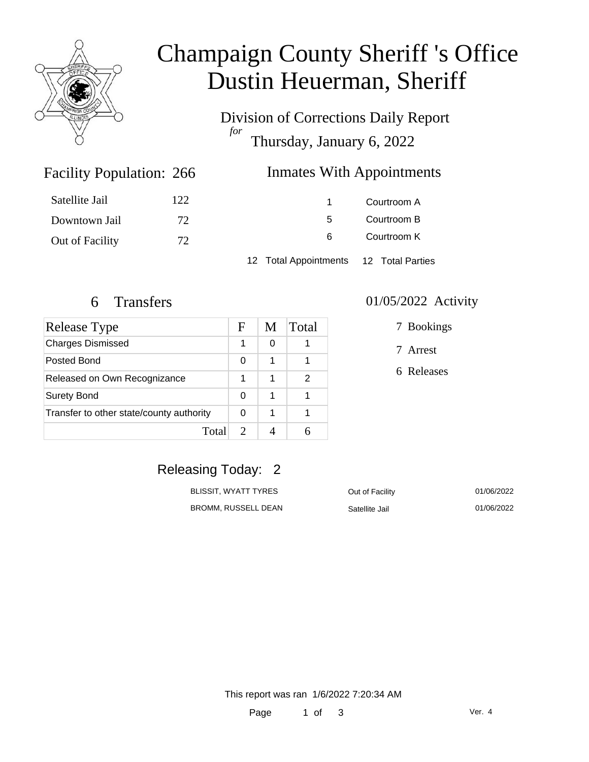# Champaign County Sheriff 's Office
# Dustin Heuerman, Sheriff

Division of Corrections Daily Report
*for*
Thursday, January 6, 2022

## Facility Population: 266

| | |
|---|---|
| Satellite Jail | 122 |
| Downtown Jail | 72 |
| Out of Facility | 72 |

## Inmates With Appointments

| | |
|---|---|
| 1 | Courtroom A |
| 5 | Courtroom B |
| 6 | Courtroom K |

12 Total Appointments 12 Total Parties

## 6 Transfers

| Release Type | F | M | Total |
|---|---|---|---|
| Charges Dismissed | 1 | 0 | 1 |
| Posted Bond | 0 | 1 | 1 |
| Released on Own Recognizance | 1 | 1 | 2 |
| Surety Bond | 0 | 1 | 1 |
| Transfer to other state/county authority | 0 | 1 | 1 |
| Total | 2 | 4 | 6 |

## 01/05/2022 Activity

- 7 Bookings
- 7 Arrest
- 6 Releases

## Releasing Today: 2

| | | |
|---|---|---|
| BLISSIT, WYATT TYRES | Out of Facility | 01/06/2022 |
| BROMM, RUSSELL DEAN | Satellite Jail | 01/06/2022 |

This report was ran 1/6/2022 7:20:34 AM

Ver. 4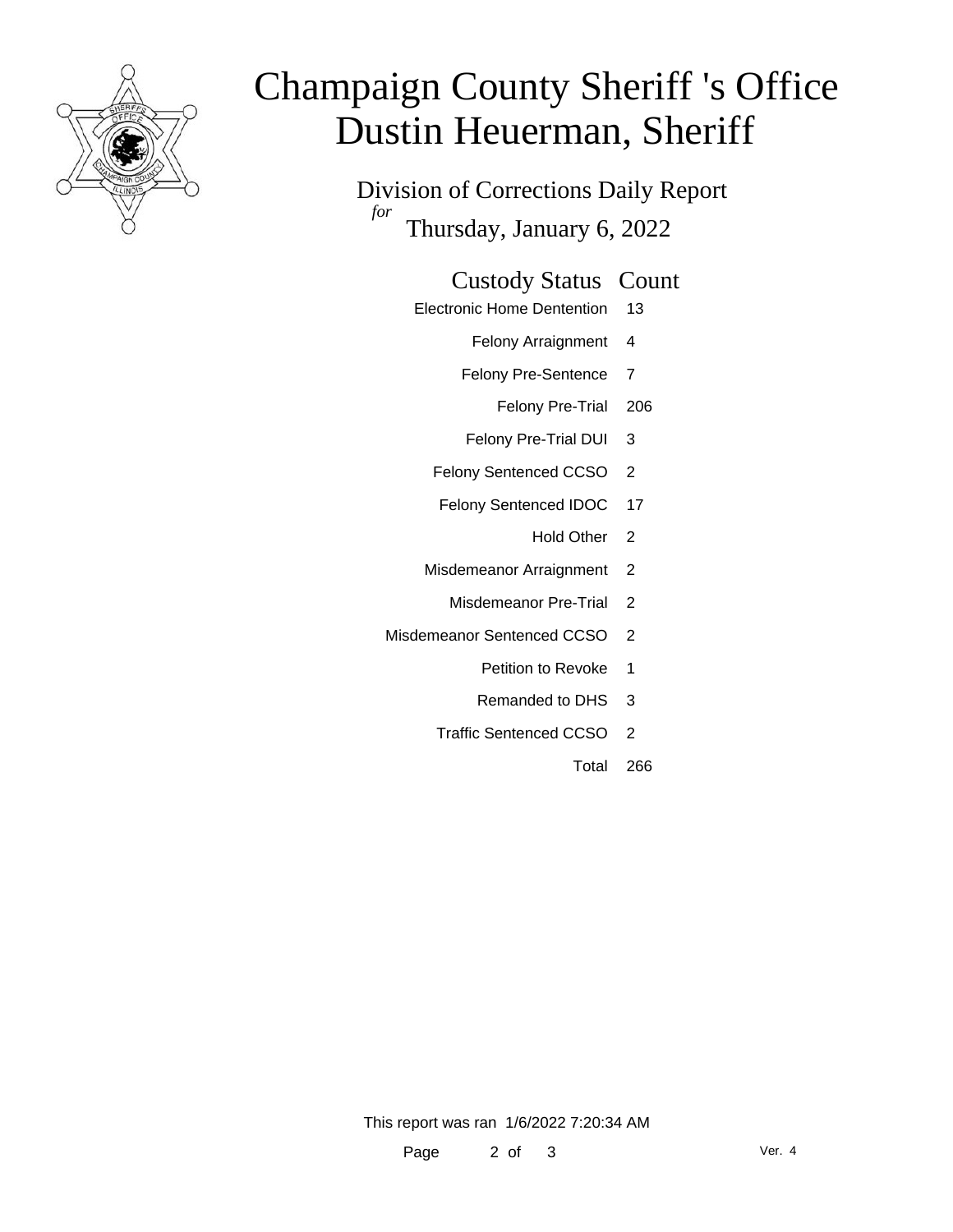# Champaign County Sheriff 's Office
# Dustin Heuerman, Sheriff

## Division of Corrections Daily Report

*for* Thursday, January 6, 2022

| Custody Status | Count |
|---|---|
| Electronic Home Dentention | 13 |
| Felony Arraignment | 4 |
| Felony Pre-Sentence | 7 |
| Felony Pre-Trial | 206 |
| Felony Pre-Trial DUI | 3 |
| Felony Sentenced CCSO | 2 |
| Felony Sentenced IDOC | 17 |
| Hold Other | 2 |
| Misdemeanor Arraignment | 2 |
| Misdemeanor Pre-Trial | 2 |
| Misdemeanor Sentenced CCSO | 2 |
| Petition to Revoke | 1 |
| Remanded to DHS | 3 |
| Traffic Sentenced CCSO | 2 |
| Total | 266 |

This report was ran 1/6/2022 7:20:34 AM

Ver. 4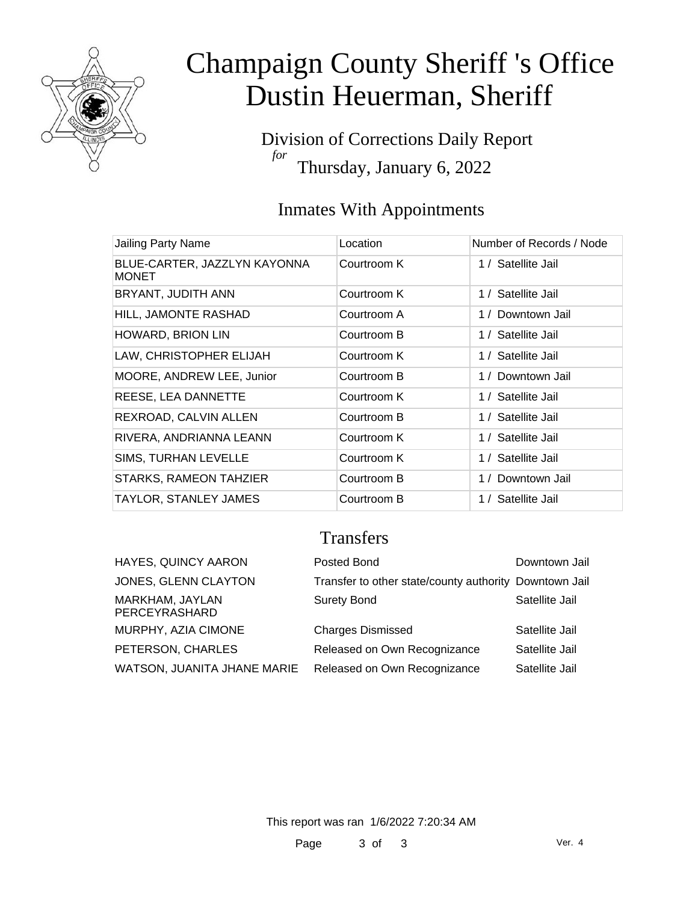# Champaign County Sheriff 's Office
# Dustin Heuerman, Sheriff

Division of Corrections Daily Report
*for*
Thursday, January 6, 2022

## Inmates With Appointments

| Jailing Party Name | Location | Number of Records / Node |
|---|---|---|
| BLUE-CARTER, JAZZLYN KAYONNA MONET | Courtroom K | 1 / Satellite Jail |
| BRYANT, JUDITH ANN | Courtroom K | 1 / Satellite Jail |
| HILL, JAMONTE RASHAD | Courtroom A | 1 / Downtown Jail |
| HOWARD, BRION LIN | Courtroom B | 1 / Satellite Jail |
| LAW, CHRISTOPHER ELIJAH | Courtroom K | 1 / Satellite Jail |
| MOORE, ANDREW LEE, Junior | Courtroom B | 1 / Downtown Jail |
| REESE, LEA DANNETTE | Courtroom K | 1 / Satellite Jail |
| REXROAD, CALVIN ALLEN | Courtroom B | 1 / Satellite Jail |
| RIVERA, ANDRIANNA LEANN | Courtroom K | 1 / Satellite Jail |
| SIMS, TURHAN LEVELLE | Courtroom K | 1 / Satellite Jail |
| STARKS, RAMEON TAHZIER | Courtroom B | 1 / Downtown Jail |
| TAYLOR, STANLEY JAMES | Courtroom B | 1 / Satellite Jail |

## Transfers

| | | |
|---|---|---|
| HAYES, QUINCY AARON | Posted Bond | Downtown Jail |
| JONES, GLENN CLAYTON | Transfer to other state/county authority | Downtown Jail |
| MARKHAM, JAYLAN PERCEYRASHARD | Surety Bond | Satellite Jail |
| MURPHY, AZIA CIMONE | Charges Dismissed | Satellite Jail |
| PETERSON, CHARLES | Released on Own Recognizance | Satellite Jail |
| WATSON, JUANITA JHANE MARIE | Released on Own Recognizance | Satellite Jail |

This report was ran 1/6/2022 7:20:34 AM

Ver. 4